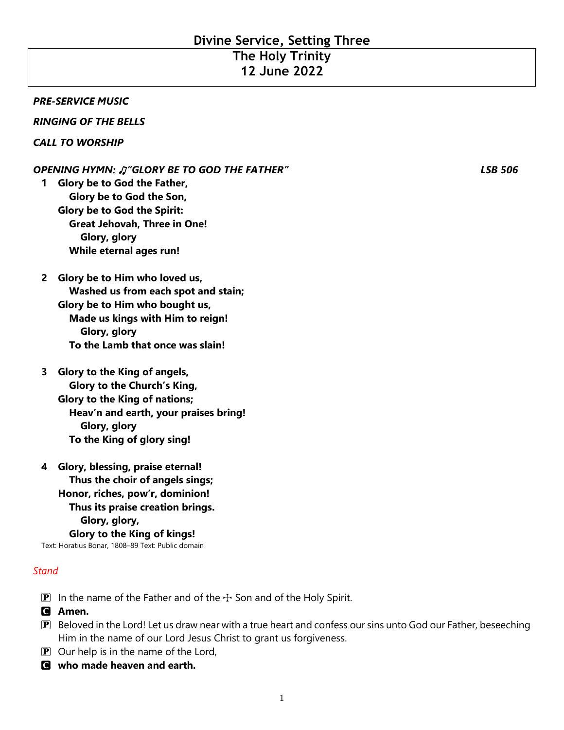# Divine Service, Setting Three

## The Holy Trinity
## 12 June 2022

***PRE-SERVICE MUSIC***

***RINGING OF THE BELLS***

***CALL TO WORSHIP***

***OPENING HYMN: ♫"GLORY BE TO GOD THE FATHER"*** ***LSB 506***

**1 Glory be to God the Father,**
**Glory be to God the Son,**
**Glory be to God the Spirit:**
**Great Jehovah, Three in One!**
**Glory, glory**
**While eternal ages run!**

**2 Glory be to Him who loved us,**
**Washed us from each spot and stain;**
**Glory be to Him who bought us,**
**Made us kings with Him to reign!**
**Glory, glory**
**To the Lamb that once was slain!**

**3 Glory to the King of angels,**
**Glory to the Church's King,**
**Glory to the King of nations;**
**Heav'n and earth, your praises bring!**
**Glory, glory**
**To the King of glory sing!**

**4 Glory, blessing, praise eternal!**
**Thus the choir of angels sings;**
**Honor, riches, pow'r, dominion!**
**Thus its praise creation brings.**
**Glory, glory,**
**Glory to the King of kings!**

Text: Horatius Bonar, 1808–89 Text: Public domain

*Stand*

P In the name of the Father and of the ☩ Son and of the Holy Spirit.

C **Amen.**

P Beloved in the Lord! Let us draw near with a true heart and confess our sins unto God our Father, beseeching Him in the name of our Lord Jesus Christ to grant us forgiveness.

P Our help is in the name of the Lord,

C **who made heaven and earth.**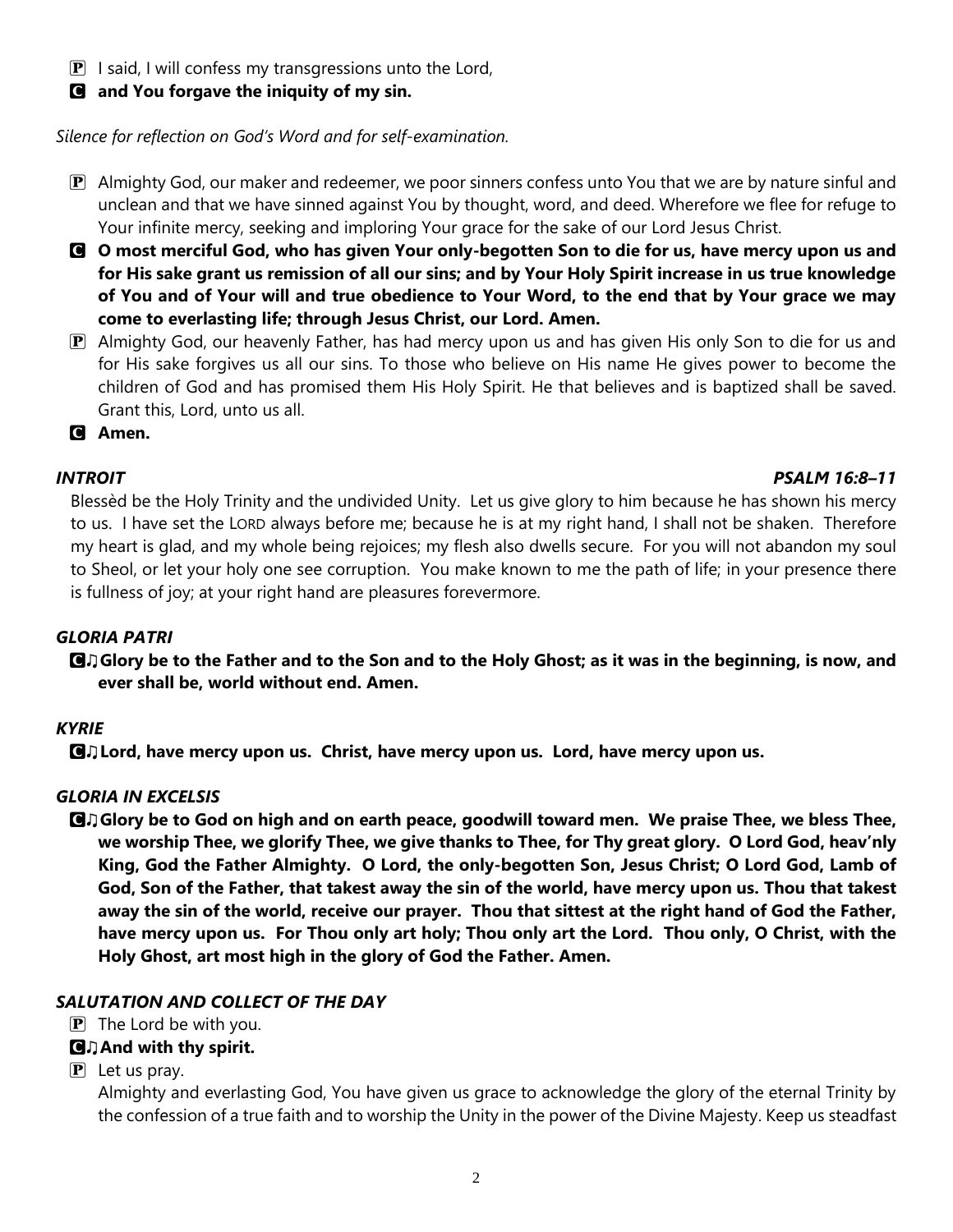P I said, I will confess my transgressions unto the Lord,

**C and You forgave the iniquity of my sin.**

*Silence for reflection on God's Word and for self-examination.*

P Almighty God, our maker and redeemer, we poor sinners confess unto You that we are by nature sinful and unclean and that we have sinned against You by thought, word, and deed. Wherefore we flee for refuge to Your infinite mercy, seeking and imploring Your grace for the sake of our Lord Jesus Christ.

**C O most merciful God, who has given Your only-begotten Son to die for us, have mercy upon us and for His sake grant us remission of all our sins; and by Your Holy Spirit increase in us true knowledge of You and of Your will and true obedience to Your Word, to the end that by Your grace we may come to everlasting life; through Jesus Christ, our Lord. Amen.**

P Almighty God, our heavenly Father, has had mercy upon us and has given His only Son to die for us and for His sake forgives us all our sins. To those who believe on His name He gives power to become the children of God and has promised them His Holy Spirit. He that believes and is baptized shall be saved. Grant this, Lord, unto us all.

**C Amen.**

***INTROIT*** ***PSALM 16:8–11***

Blessèd be the Holy Trinity and the undivided Unity. Let us give glory to him because he has shown his mercy to us. I have set the LORD always before me; because he is at my right hand, I shall not be shaken. Therefore my heart is glad, and my whole being rejoices; my flesh also dwells secure. For you will not abandon my soul to Sheol, or let your holy one see corruption. You make known to me the path of life; in your presence there is fullness of joy; at your right hand are pleasures forevermore.

***GLORIA PATRI***

**C♫ Glory be to the Father and to the Son and to the Holy Ghost; as it was in the beginning, is now, and ever shall be, world without end. Amen.**

***KYRIE***

**C♫ Lord, have mercy upon us. Christ, have mercy upon us. Lord, have mercy upon us.**

***GLORIA IN EXCELSIS***

**C♫ Glory be to God on high and on earth peace, goodwill toward men. We praise Thee, we bless Thee, we worship Thee, we glorify Thee, we give thanks to Thee, for Thy great glory. O Lord God, heav'nly King, God the Father Almighty. O Lord, the only-begotten Son, Jesus Christ; O Lord God, Lamb of God, Son of the Father, that takest away the sin of the world, have mercy upon us. Thou that takest away the sin of the world, receive our prayer. Thou that sittest at the right hand of God the Father, have mercy upon us. For Thou only art holy; Thou only art the Lord. Thou only, O Christ, with the Holy Ghost, art most high in the glory of God the Father. Amen.**

***SALUTATION AND COLLECT OF THE DAY***

P The Lord be with you.

**C♫ And with thy spirit.**

P Let us pray.

Almighty and everlasting God, You have given us grace to acknowledge the glory of the eternal Trinity by the confession of a true faith and to worship the Unity in the power of the Divine Majesty. Keep us steadfast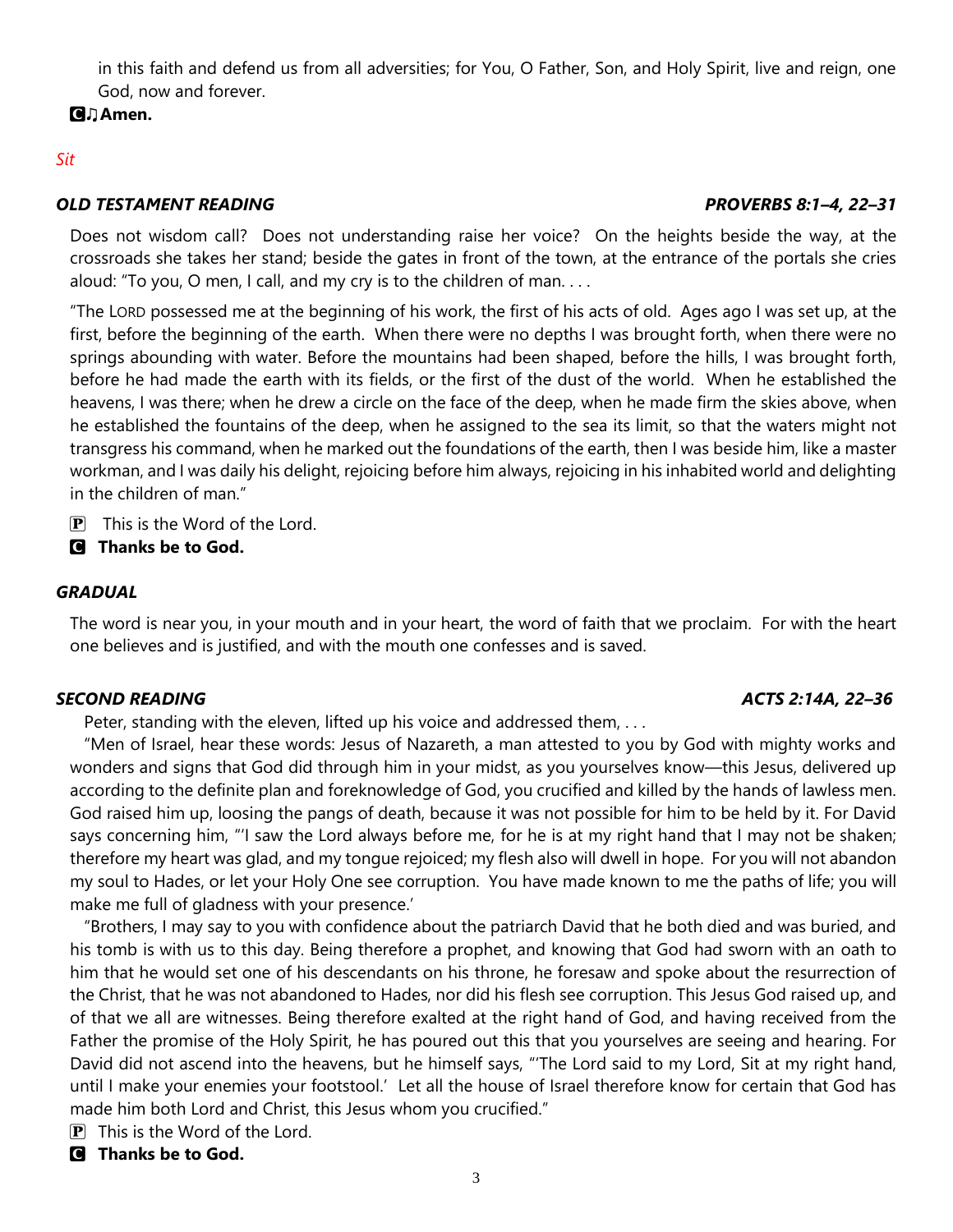in this faith and defend us from all adversities; for You, O Father, Son, and Holy Spirit, live and reign, one God, now and forever.

**C ♫ Amen.**

*Sit*

***OLD TESTAMENT READING*** ***PROVERBS 8:1–4, 22–31***

Does not wisdom call? Does not understanding raise her voice? On the heights beside the way, at the crossroads she takes her stand; beside the gates in front of the town, at the entrance of the portals she cries aloud: "To you, O men, I call, and my cry is to the children of man. . . .

"The LORD possessed me at the beginning of his work, the first of his acts of old. Ages ago I was set up, at the first, before the beginning of the earth. When there were no depths I was brought forth, when there were no springs abounding with water. Before the mountains had been shaped, before the hills, I was brought forth, before he had made the earth with its fields, or the first of the dust of the world. When he established the heavens, I was there; when he drew a circle on the face of the deep, when he made firm the skies above, when he established the fountains of the deep, when he assigned to the sea its limit, so that the waters might not transgress his command, when he marked out the foundations of the earth, then I was beside him, like a master workman, and I was daily his delight, rejoicing before him always, rejoicing in his inhabited world and delighting in the children of man."

P This is the Word of the Lord.

**C Thanks be to God.**

***GRADUAL***

The word is near you, in your mouth and in your heart, the word of faith that we proclaim. For with the heart one believes and is justified, and with the mouth one confesses and is saved.

***SECOND READING*** ***ACTS 2:14A, 22–36***

Peter, standing with the eleven, lifted up his voice and addressed them, . . .

"Men of Israel, hear these words: Jesus of Nazareth, a man attested to you by God with mighty works and wonders and signs that God did through him in your midst, as you yourselves know—this Jesus, delivered up according to the definite plan and foreknowledge of God, you crucified and killed by the hands of lawless men. God raised him up, loosing the pangs of death, because it was not possible for him to be held by it. For David says concerning him, "'I saw the Lord always before me, for he is at my right hand that I may not be shaken; therefore my heart was glad, and my tongue rejoiced; my flesh also will dwell in hope. For you will not abandon my soul to Hades, or let your Holy One see corruption. You have made known to me the paths of life; you will make me full of gladness with your presence.'

"Brothers, I may say to you with confidence about the patriarch David that he both died and was buried, and his tomb is with us to this day. Being therefore a prophet, and knowing that God had sworn with an oath to him that he would set one of his descendants on his throne, he foresaw and spoke about the resurrection of the Christ, that he was not abandoned to Hades, nor did his flesh see corruption. This Jesus God raised up, and of that we all are witnesses. Being therefore exalted at the right hand of God, and having received from the Father the promise of the Holy Spirit, he has poured out this that you yourselves are seeing and hearing. For David did not ascend into the heavens, but he himself says, "'The Lord said to my Lord, Sit at my right hand, until I make your enemies your footstool.' Let all the house of Israel therefore know for certain that God has made him both Lord and Christ, this Jesus whom you crucified."

P This is the Word of the Lord.

**C Thanks be to God.**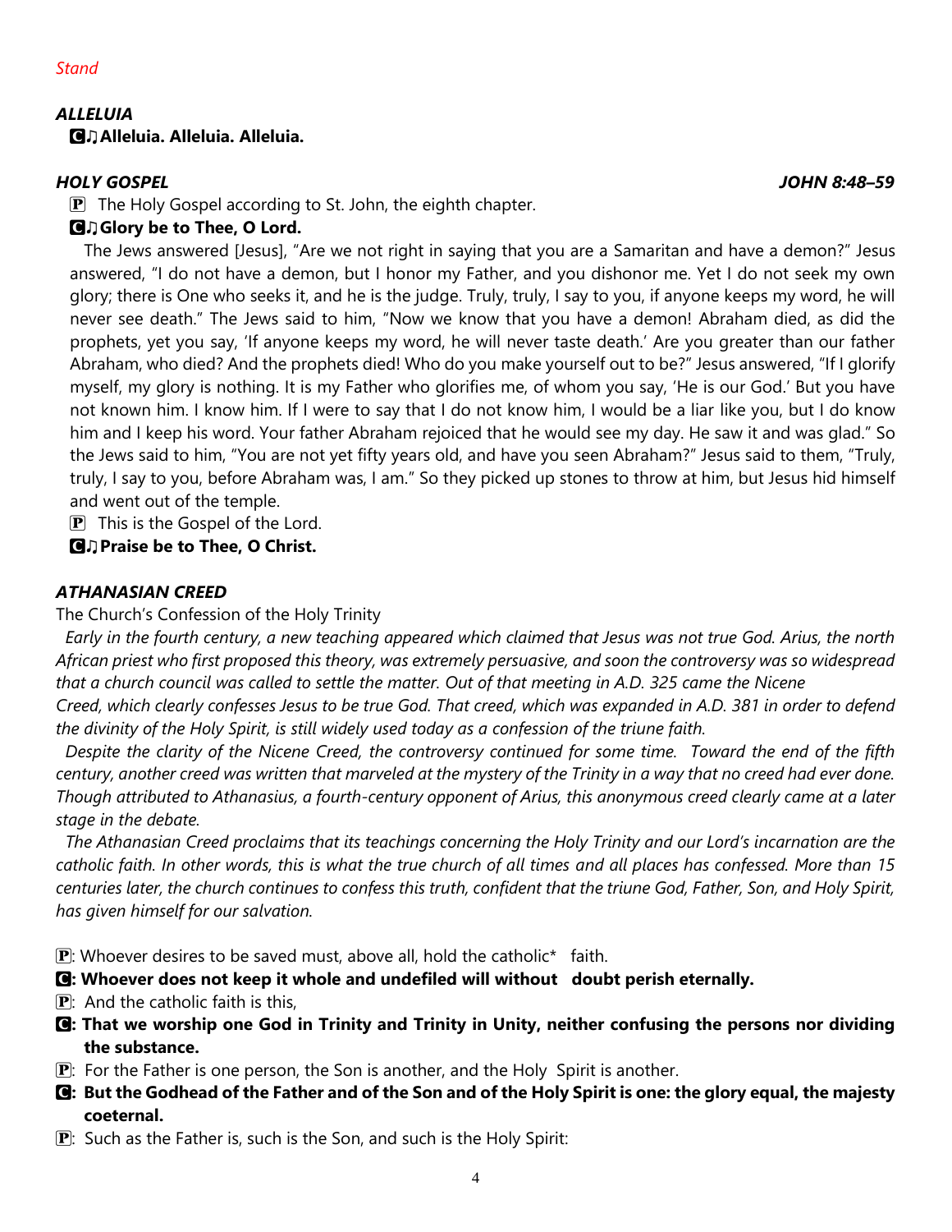*Stand*

***ALLELUIA***

**C ♫ Alleluia. Alleluia. Alleluia.**

***HOLY GOSPEL*** ***JOHN 8:48–59***

P The Holy Gospel according to St. John, the eighth chapter.

**C ♫ Glory be to Thee, O Lord.**

The Jews answered [Jesus], "Are we not right in saying that you are a Samaritan and have a demon?" Jesus answered, "I do not have a demon, but I honor my Father, and you dishonor me. Yet I do not seek my own glory; there is One who seeks it, and he is the judge. Truly, truly, I say to you, if anyone keeps my word, he will never see death." The Jews said to him, "Now we know that you have a demon! Abraham died, as did the prophets, yet you say, 'If anyone keeps my word, he will never taste death.' Are you greater than our father Abraham, who died? And the prophets died! Who do you make yourself out to be?" Jesus answered, "If I glorify myself, my glory is nothing. It is my Father who glorifies me, of whom you say, 'He is our God.' But you have not known him. I know him. If I were to say that I do not know him, I would be a liar like you, but I do know him and I keep his word. Your father Abraham rejoiced that he would see my day. He saw it and was glad." So the Jews said to him, "You are not yet fifty years old, and have you seen Abraham?" Jesus said to them, "Truly, truly, I say to you, before Abraham was, I am." So they picked up stones to throw at him, but Jesus hid himself and went out of the temple.

P This is the Gospel of the Lord.

**C ♫ Praise be to Thee, O Christ.**

***ATHANASIAN CREED***

The Church's Confession of the Holy Trinity

*Early in the fourth century, a new teaching appeared which claimed that Jesus was not true God. Arius, the north African priest who first proposed this theory, was extremely persuasive, and soon the controversy was so widespread that a church council was called to settle the matter. Out of that meeting in A.D. 325 came the Nicene Creed, which clearly confesses Jesus to be true God. That creed, which was expanded in A.D. 381 in order to defend the divinity of the Holy Spirit, is still widely used today as a confession of the triune faith.*

*Despite the clarity of the Nicene Creed, the controversy continued for some time. Toward the end of the fifth century, another creed was written that marveled at the mystery of the Trinity in a way that no creed had ever done. Though attributed to Athanasius, a fourth-century opponent of Arius, this anonymous creed clearly came at a later stage in the debate.*

*The Athanasian Creed proclaims that its teachings concerning the Holy Trinity and our Lord's incarnation are the catholic faith. In other words, this is what the true church of all times and all places has confessed. More than 15 centuries later, the church continues to confess this truth, confident that the triune God, Father, Son, and Holy Spirit, has given himself for our salvation.*

P: Whoever desires to be saved must, above all, hold the catholic* faith.

**C: Whoever does not keep it whole and undefiled will without doubt perish eternally.**

P: And the catholic faith is this,

**C: That we worship one God in Trinity and Trinity in Unity, neither confusing the persons nor dividing the substance.**

P: For the Father is one person, the Son is another, and the Holy Spirit is another.

**C: But the Godhead of the Father and of the Son and of the Holy Spirit is one: the glory equal, the majesty coeternal.**

P: Such as the Father is, such is the Son, and such is the Holy Spirit: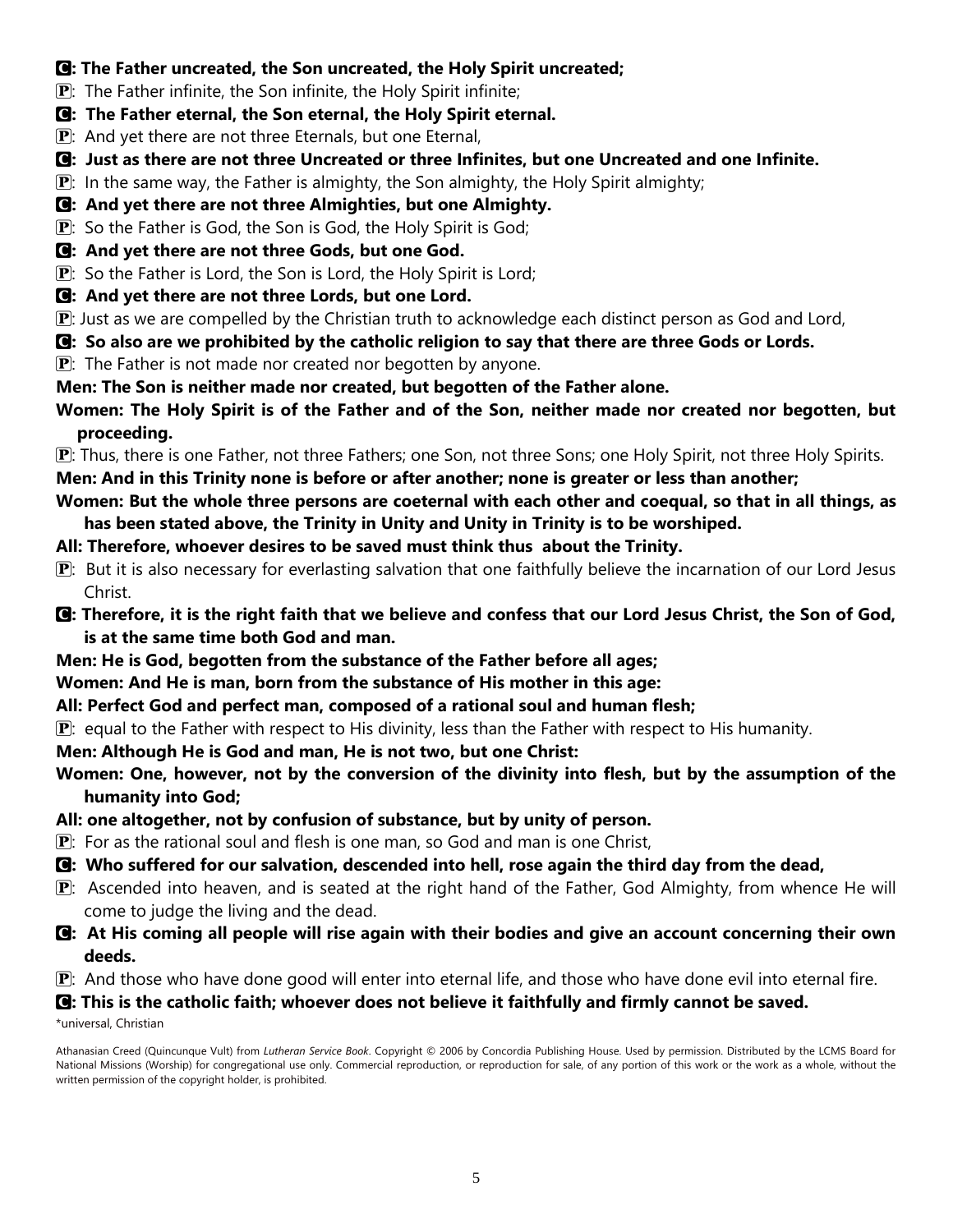**C: The Father uncreated, the Son uncreated, the Holy Spirit uncreated;**

P: The Father infinite, the Son infinite, the Holy Spirit infinite;

**C: The Father eternal, the Son eternal, the Holy Spirit eternal.**

P: And yet there are not three Eternals, but one Eternal,

**C: Just as there are not three Uncreated or three Infinites, but one Uncreated and one Infinite.**

P: In the same way, the Father is almighty, the Son almighty, the Holy Spirit almighty;

**C: And yet there are not three Almighties, but one Almighty.**

P: So the Father is God, the Son is God, the Holy Spirit is God;

**C: And yet there are not three Gods, but one God.**

P: So the Father is Lord, the Son is Lord, the Holy Spirit is Lord;

**C: And yet there are not three Lords, but one Lord.**

P: Just as we are compelled by the Christian truth to acknowledge each distinct person as God and Lord,

**C: So also are we prohibited by the catholic religion to say that there are three Gods or Lords.**

P: The Father is not made nor created nor begotten by anyone.

**Men: The Son is neither made nor created, but begotten of the Father alone.**

**Women: The Holy Spirit is of the Father and of the Son, neither made nor created nor begotten, but proceeding.**

P: Thus, there is one Father, not three Fathers; one Son, not three Sons; one Holy Spirit, not three Holy Spirits.

**Men: And in this Trinity none is before or after another; none is greater or less than another;**

**Women: But the whole three persons are coeternal with each other and coequal, so that in all things, as has been stated above, the Trinity in Unity and Unity in Trinity is to be worshiped.**

**All: Therefore, whoever desires to be saved must think thus about the Trinity.**

P: But it is also necessary for everlasting salvation that one faithfully believe the incarnation of our Lord Jesus Christ.

**C: Therefore, it is the right faith that we believe and confess that our Lord Jesus Christ, the Son of God, is at the same time both God and man.**

**Men: He is God, begotten from the substance of the Father before all ages;**

**Women: And He is man, born from the substance of His mother in this age:**

**All: Perfect God and perfect man, composed of a rational soul and human flesh;**

P: equal to the Father with respect to His divinity, less than the Father with respect to His humanity.

**Men: Although He is God and man, He is not two, but one Christ:**

**Women: One, however, not by the conversion of the divinity into flesh, but by the assumption of the humanity into God;**

**All: one altogether, not by confusion of substance, but by unity of person.**

P: For as the rational soul and flesh is one man, so God and man is one Christ,

**C: Who suffered for our salvation, descended into hell, rose again the third day from the dead,**

P: Ascended into heaven, and is seated at the right hand of the Father, God Almighty, from whence He will come to judge the living and the dead.

**C: At His coming all people will rise again with their bodies and give an account concerning their own deeds.**

P: And those who have done good will enter into eternal life, and those who have done evil into eternal fire.

**C: This is the catholic faith; whoever does not believe it faithfully and firmly cannot be saved.**

*universal, Christian

Athanasian Creed (Quincunque Vult) from *Lutheran Service Book*. Copyright © 2006 by Concordia Publishing House. Used by permission. Distributed by the LCMS Board for National Missions (Worship) for congregational use only. Commercial reproduction, or reproduction for sale, of any portion of this work or the work as a whole, without the written permission of the copyright holder, is prohibited.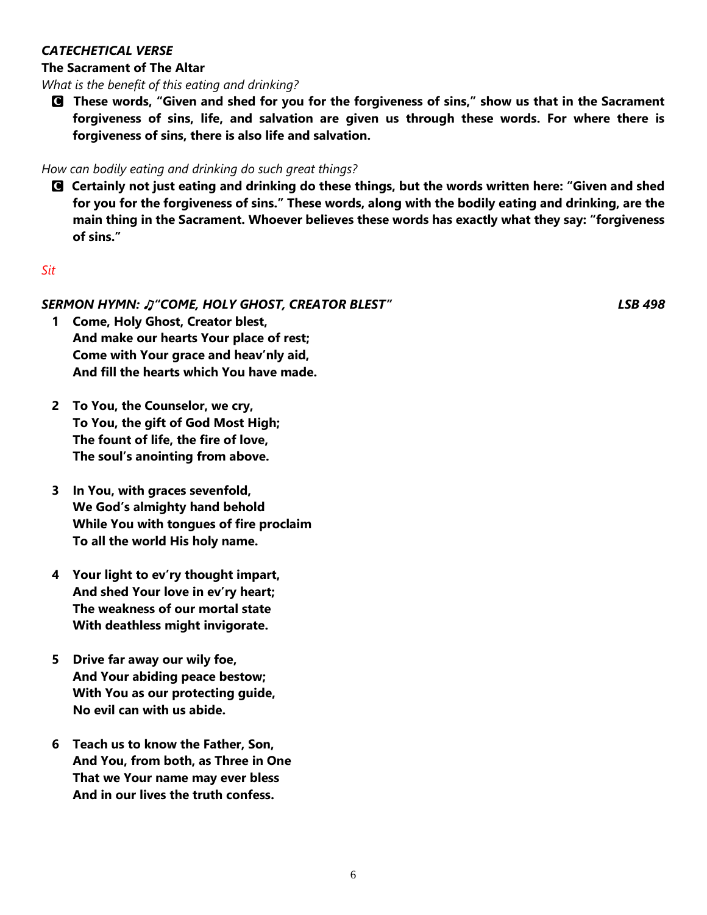***CATECHETICAL VERSE***

**The Sacrament of The Altar**

*What is the benefit of this eating and drinking?*

**C These words, "Given and shed for you for the forgiveness of sins," show us that in the Sacrament forgiveness of sins, life, and salvation are given us through these words. For where there is forgiveness of sins, there is also life and salvation.**

*How can bodily eating and drinking do such great things?*

**C Certainly not just eating and drinking do these things, but the words written here: "Given and shed for you for the forgiveness of sins." These words, along with the bodily eating and drinking, are the main thing in the Sacrament. Whoever believes these words has exactly what they say: "forgiveness of sins."**

*Sit*

***SERMON HYMN: ♫"COME, HOLY GHOST, CREATOR BLEST"*** ***LSB 498***

**1 Come, Holy Ghost, Creator blest,**
**And make our hearts Your place of rest;**
**Come with Your grace and heav'nly aid,**
**And fill the hearts which You have made.**

**2 To You, the Counselor, we cry,**
**To You, the gift of God Most High;**
**The fount of life, the fire of love,**
**The soul's anointing from above.**

**3 In You, with graces sevenfold,**
**We God's almighty hand behold**
**While You with tongues of fire proclaim**
**To all the world His holy name.**

**4 Your light to ev'ry thought impart,**
**And shed Your love in ev'ry heart;**
**The weakness of our mortal state**
**With deathless might invigorate.**

**5 Drive far away our wily foe,**
**And Your abiding peace bestow;**
**With You as our protecting guide,**
**No evil can with us abide.**

**6 Teach us to know the Father, Son,**
**And You, from both, as Three in One**
**That we Your name may ever bless**
**And in our lives the truth confess.**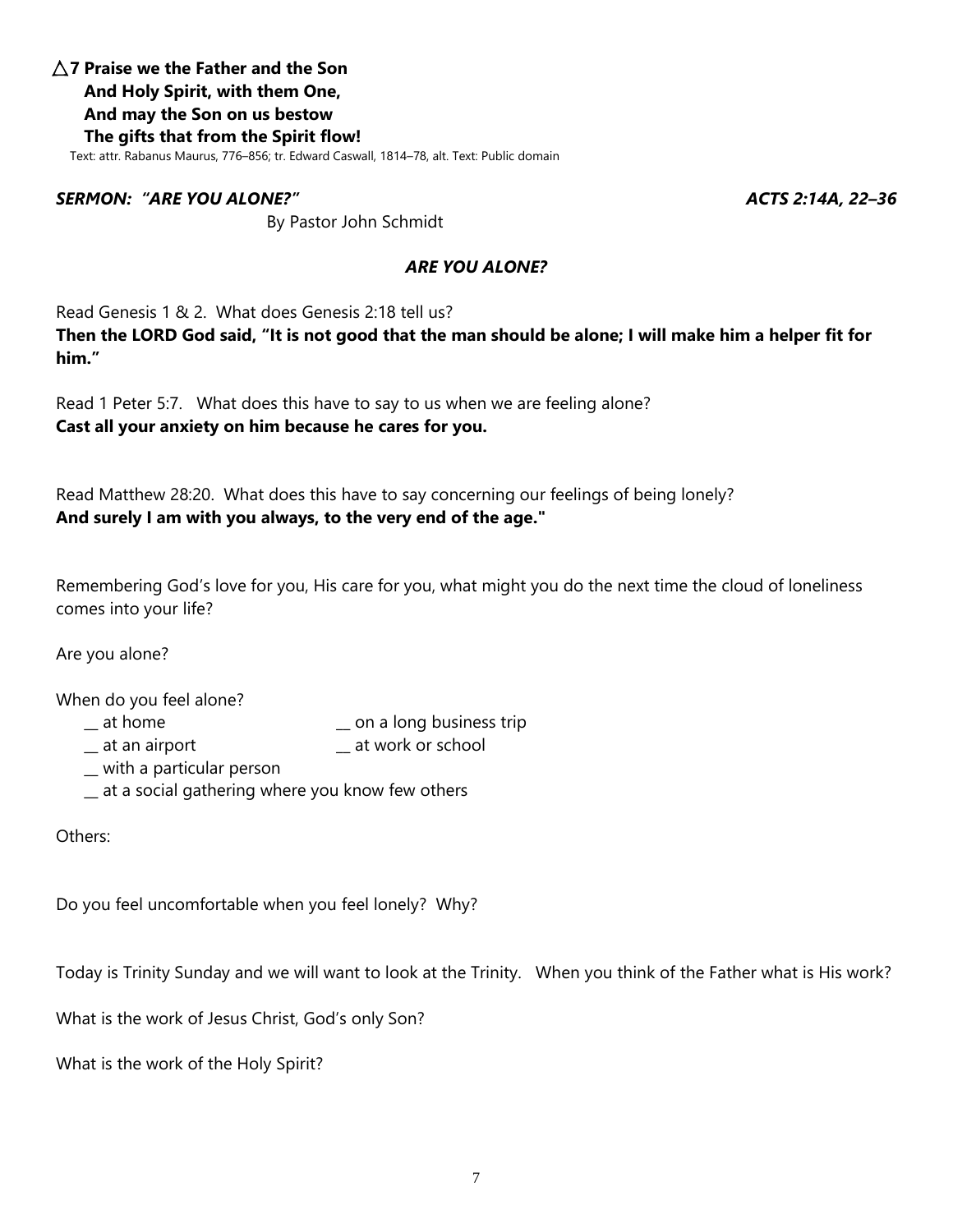△**7 Praise we the Father and the Son**
**And Holy Spirit, with them One,**
**And may the Son on us bestow**
**The gifts that from the Spirit flow!**

Text: attr. Rabanus Maurus, 776–856; tr. Edward Caswall, 1814–78, alt. Text: Public domain

***SERMON: "ARE YOU ALONE?"*** ***ACTS 2:14A, 22–36***

By Pastor John Schmidt

***ARE YOU ALONE?***

Read Genesis 1 & 2. What does Genesis 2:18 tell us?
**Then the LORD God said, "It is not good that the man should be alone; I will make him a helper fit for him."**

Read 1 Peter 5:7. What does this have to say to us when we are feeling alone?
**Cast all your anxiety on him because he cares for you.**

Read Matthew 28:20. What does this have to say concerning our feelings of being lonely?
**And surely I am with you always, to the very end of the age."**

Remembering God's love for you, His care for you, what might you do the next time the cloud of loneliness comes into your life?

Are you alone?

When do you feel alone?

__ at home
__ on a long business trip
__ at an airport
__ at work or school
__ with a particular person
__ at a social gathering where you know few others

Others:

Do you feel uncomfortable when you feel lonely? Why?

Today is Trinity Sunday and we will want to look at the Trinity. When you think of the Father what is His work?

What is the work of Jesus Christ, God's only Son?

What is the work of the Holy Spirit?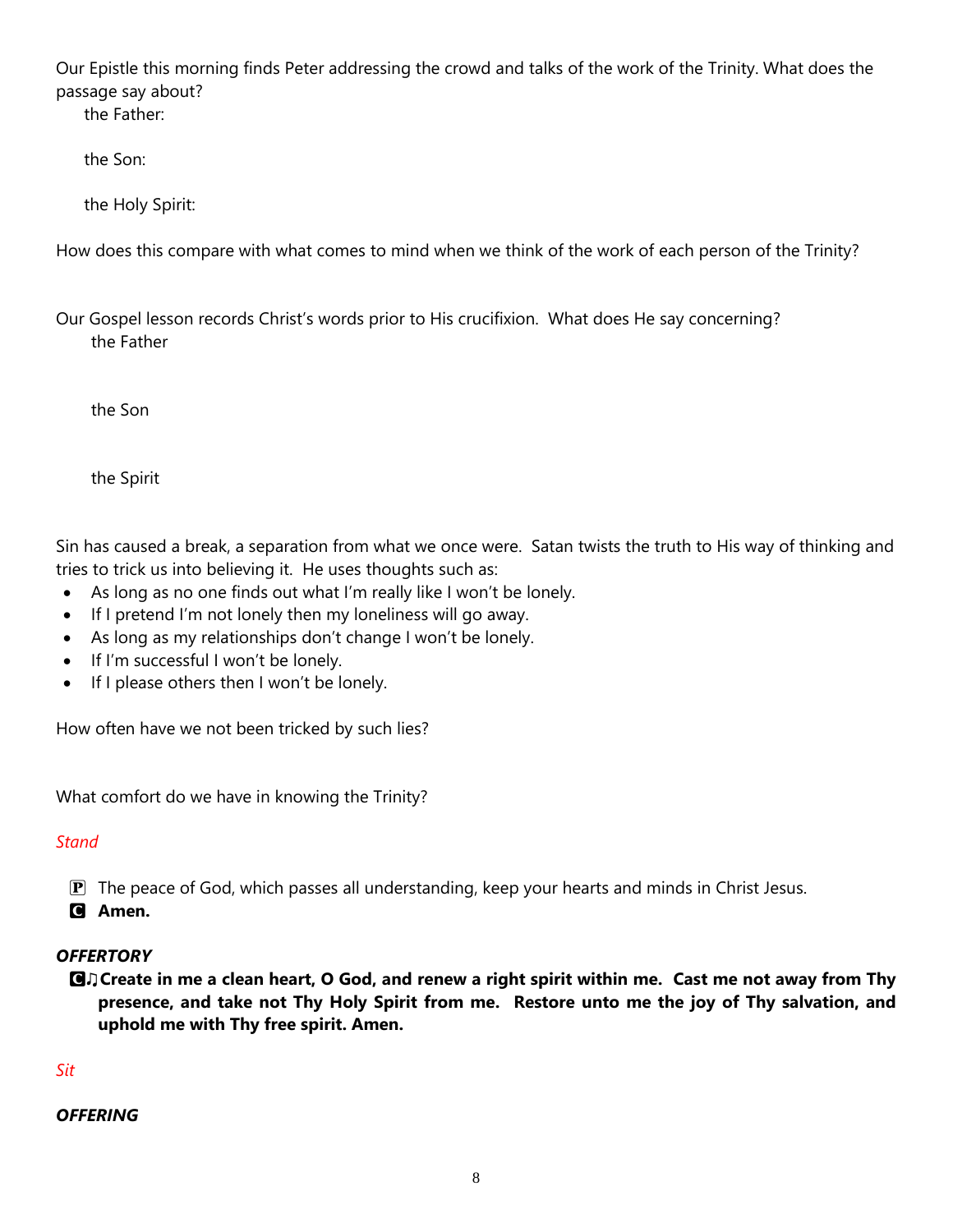Our Epistle this morning finds Peter addressing the crowd and talks of the work of the Trinity. What does the passage say about?

the Father:

the Son:

the Holy Spirit:

How does this compare with what comes to mind when we think of the work of each person of the Trinity?

Our Gospel lesson records Christ's words prior to His crucifixion. What does He say concerning?

the Father

the Son

the Spirit

Sin has caused a break, a separation from what we once were. Satan twists the truth to His way of thinking and tries to trick us into believing it. He uses thoughts such as:

- As long as no one finds out what I'm really like I won't be lonely.
- If I pretend I'm not lonely then my loneliness will go away.
- As long as my relationships don't change I won't be lonely.
- If I'm successful I won't be lonely.
- If I please others then I won't be lonely.

How often have we not been tricked by such lies?

What comfort do we have in knowing the Trinity?

*Stand*

P The peace of God, which passes all understanding, keep your hearts and minds in Christ Jesus.

C **Amen.**

***OFFERTORY***

C ♫ **Create in me a clean heart, O God, and renew a right spirit within me. Cast me not away from Thy presence, and take not Thy Holy Spirit from me. Restore unto me the joy of Thy salvation, and uphold me with Thy free spirit. Amen.**

*Sit*

***OFFERING***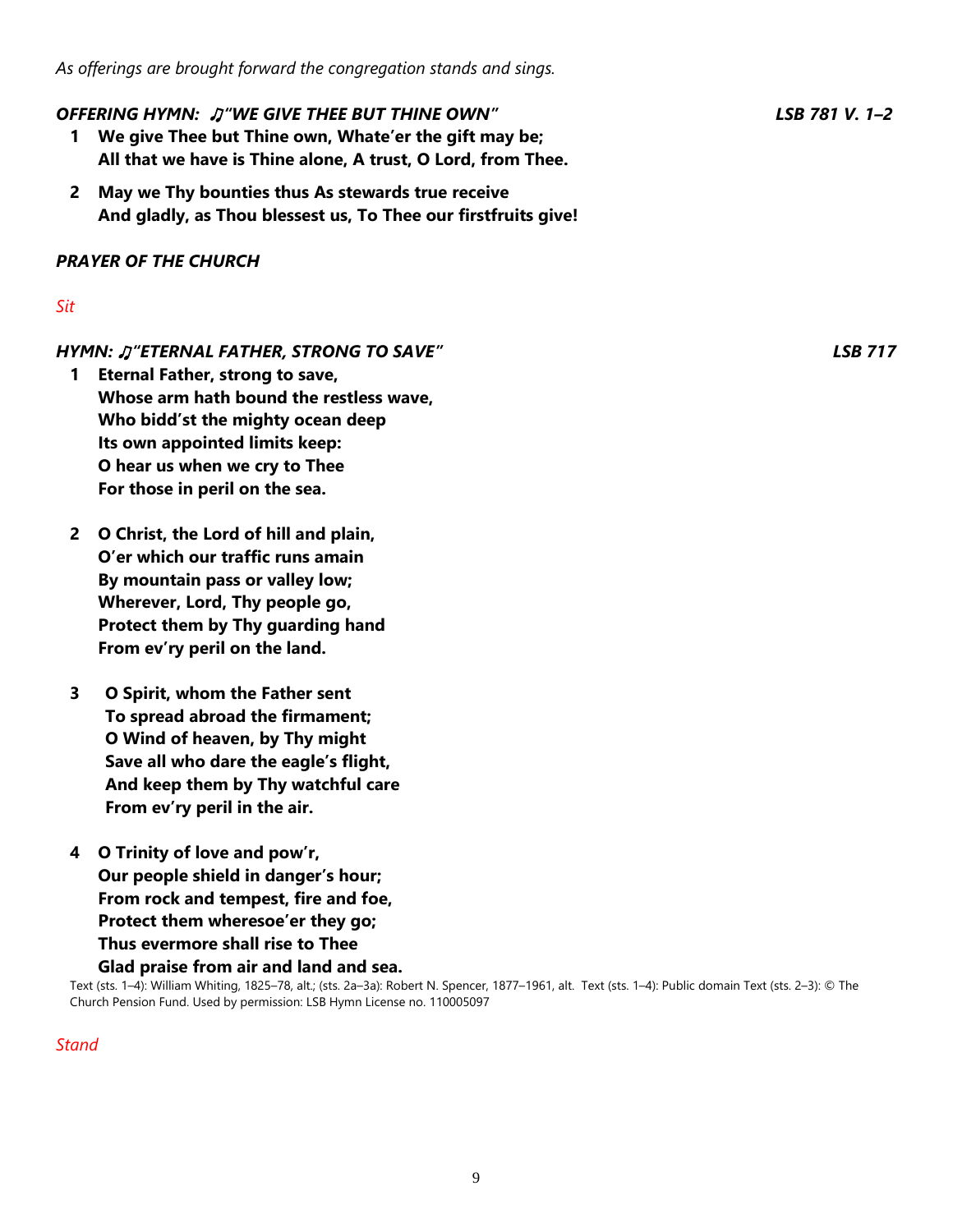*As offerings are brought forward the congregation stands and sings.*

***OFFERING HYMN: ♫"WE GIVE THEE BUT THINE OWN"*** ***LSB 781 V. 1–2***

1 **We give Thee but Thine own, Whate'er the gift may be;**
**All that we have is Thine alone, A trust, O Lord, from Thee.**

2 **May we Thy bounties thus As stewards true receive**
**And gladly, as Thou blessest us, To Thee our firstfruits give!**

***PRAYER OF THE CHURCH***

*Sit*

***HYMN: ♫"ETERNAL FATHER, STRONG TO SAVE"*** ***LSB 717***

1 **Eternal Father, strong to save,**
**Whose arm hath bound the restless wave,**
**Who bidd'st the mighty ocean deep**
**Its own appointed limits keep:**
**O hear us when we cry to Thee**
**For those in peril on the sea.**

2 **O Christ, the Lord of hill and plain,**
**O'er which our traffic runs amain**
**By mountain pass or valley low;**
**Wherever, Lord, Thy people go,**
**Protect them by Thy guarding hand**
**From ev'ry peril on the land.**

3 **O Spirit, whom the Father sent**
**To spread abroad the firmament;**
**O Wind of heaven, by Thy might**
**Save all who dare the eagle's flight,**
**And keep them by Thy watchful care**
**From ev'ry peril in the air.**

4 **O Trinity of love and pow'r,**
**Our people shield in danger's hour;**
**From rock and tempest, fire and foe,**
**Protect them wheresoe'er they go;**
**Thus evermore shall rise to Thee**
**Glad praise from air and land and sea.**

Text (sts. 1–4): William Whiting, 1825–78, alt.; (sts. 2a–3a): Robert N. Spencer, 1877–1961, alt. Text (sts. 1–4): Public domain Text (sts. 2–3): © The Church Pension Fund. Used by permission: LSB Hymn License no. 110005097

*Stand*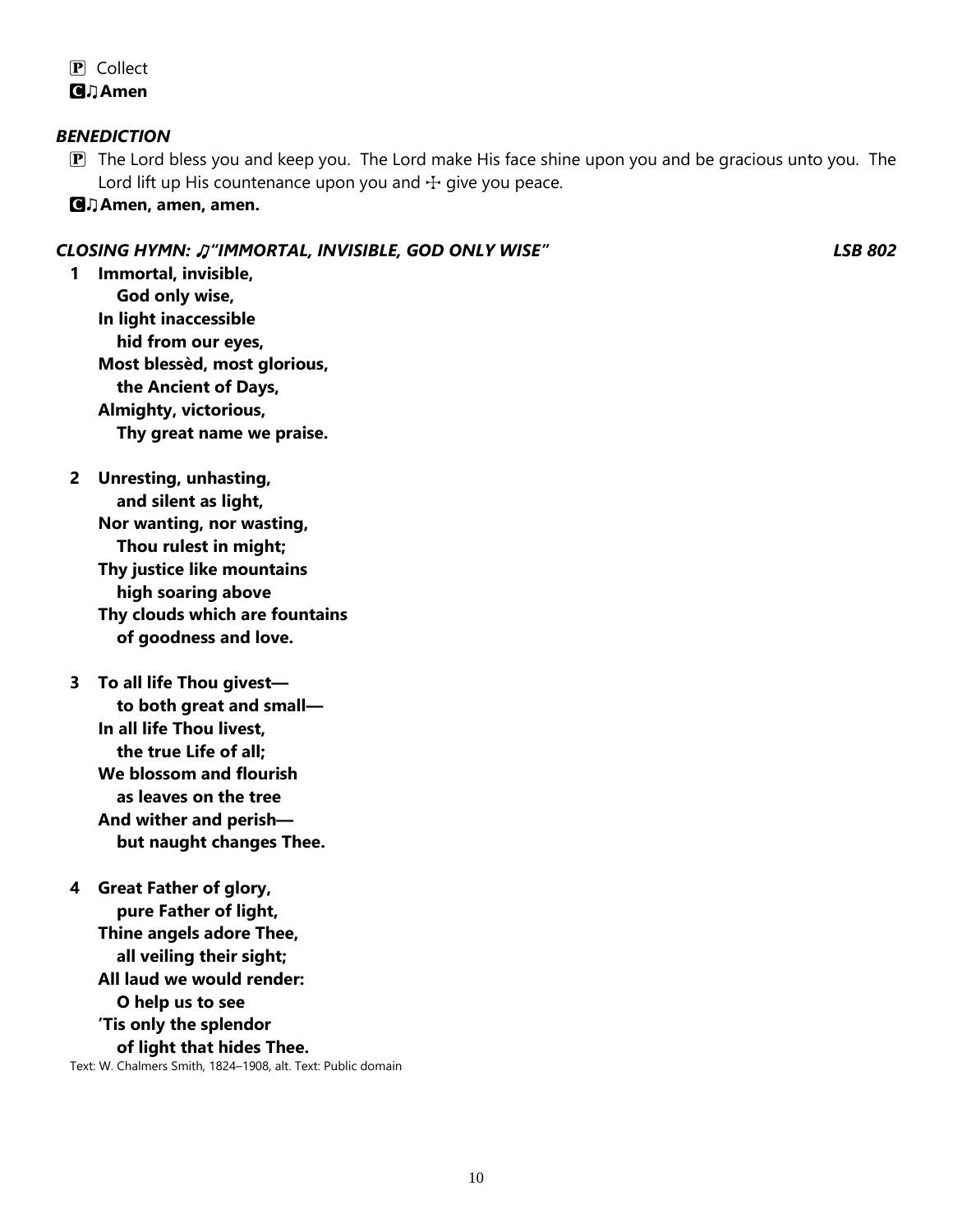P Collect

**C ♫ Amen**

***BENEDICTION***

P The Lord bless you and keep you. The Lord make His face shine upon you and be gracious unto you. The Lord lift up His countenance upon you and ☩ give you peace.

**C ♫ Amen, amen, amen.**

***CLOSING HYMN: ♫"IMMORTAL, INVISIBLE, GOD ONLY WISE" LSB 802***

**1 Immortal, invisible,
God only wise,
In light inaccessible
hid from our eyes,
Most blessèd, most glorious,
the Ancient of Days,
Almighty, victorious,
Thy great name we praise.**

**2 Unresting, unhasting,
and silent as light,
Nor wanting, nor wasting,
Thou rulest in might;
Thy justice like mountains
high soaring above
Thy clouds which are fountains
of goodness and love.**

**3 To all life Thou givest—
to both great and small—
In all life Thou livest,
the true Life of all;
We blossom and flourish
as leaves on the tree
And wither and perish—
but naught changes Thee.**

**4 Great Father of glory,
pure Father of light,
Thine angels adore Thee,
all veiling their sight;
All laud we would render:
O help us to see
'Tis only the splendor
of light that hides Thee.**

Text: W. Chalmers Smith, 1824–1908, alt. Text: Public domain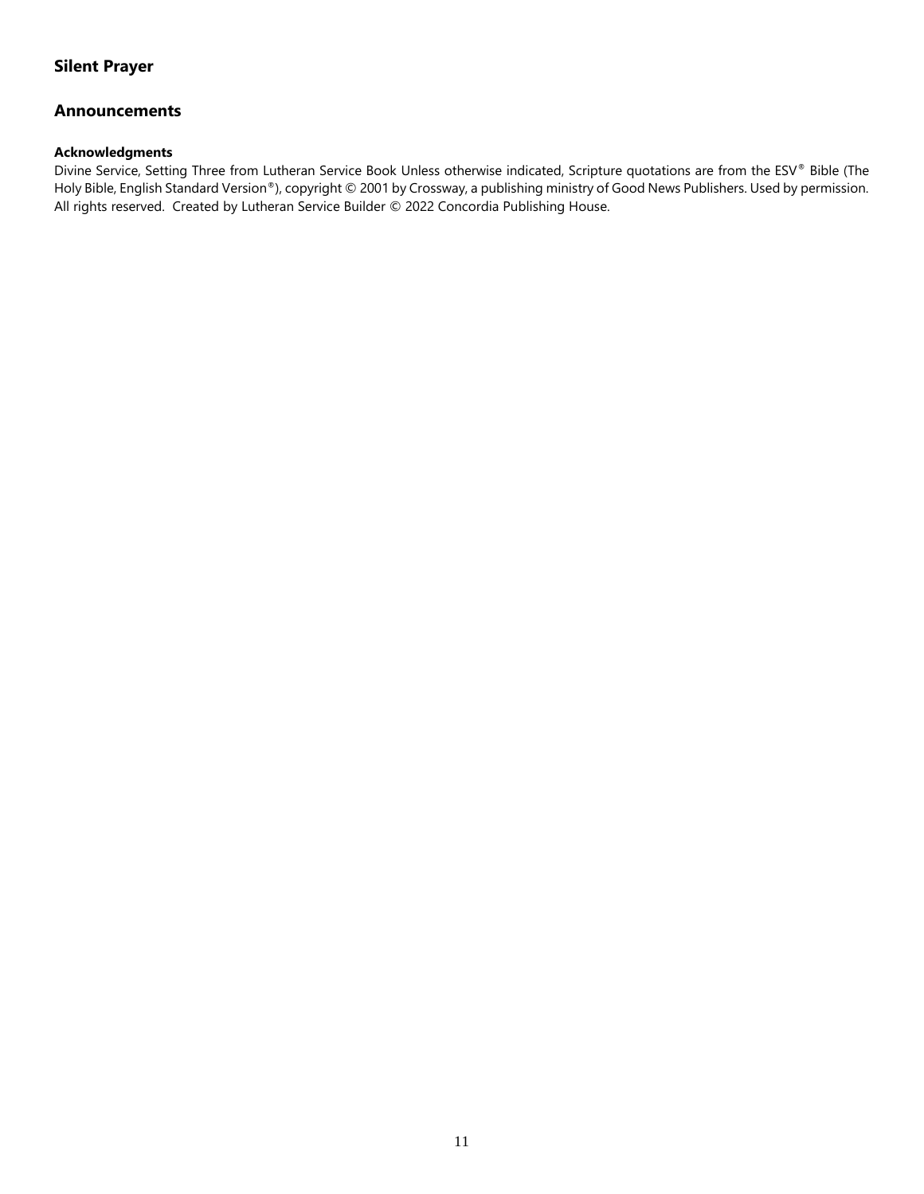## Silent Prayer

## Announcements

#### Acknowledgments

Divine Service, Setting Three from Lutheran Service Book Unless otherwise indicated, Scripture quotations are from the ESV® Bible (The Holy Bible, English Standard Version®), copyright © 2001 by Crossway, a publishing ministry of Good News Publishers. Used by permission. All rights reserved. Created by Lutheran Service Builder © 2022 Concordia Publishing House.